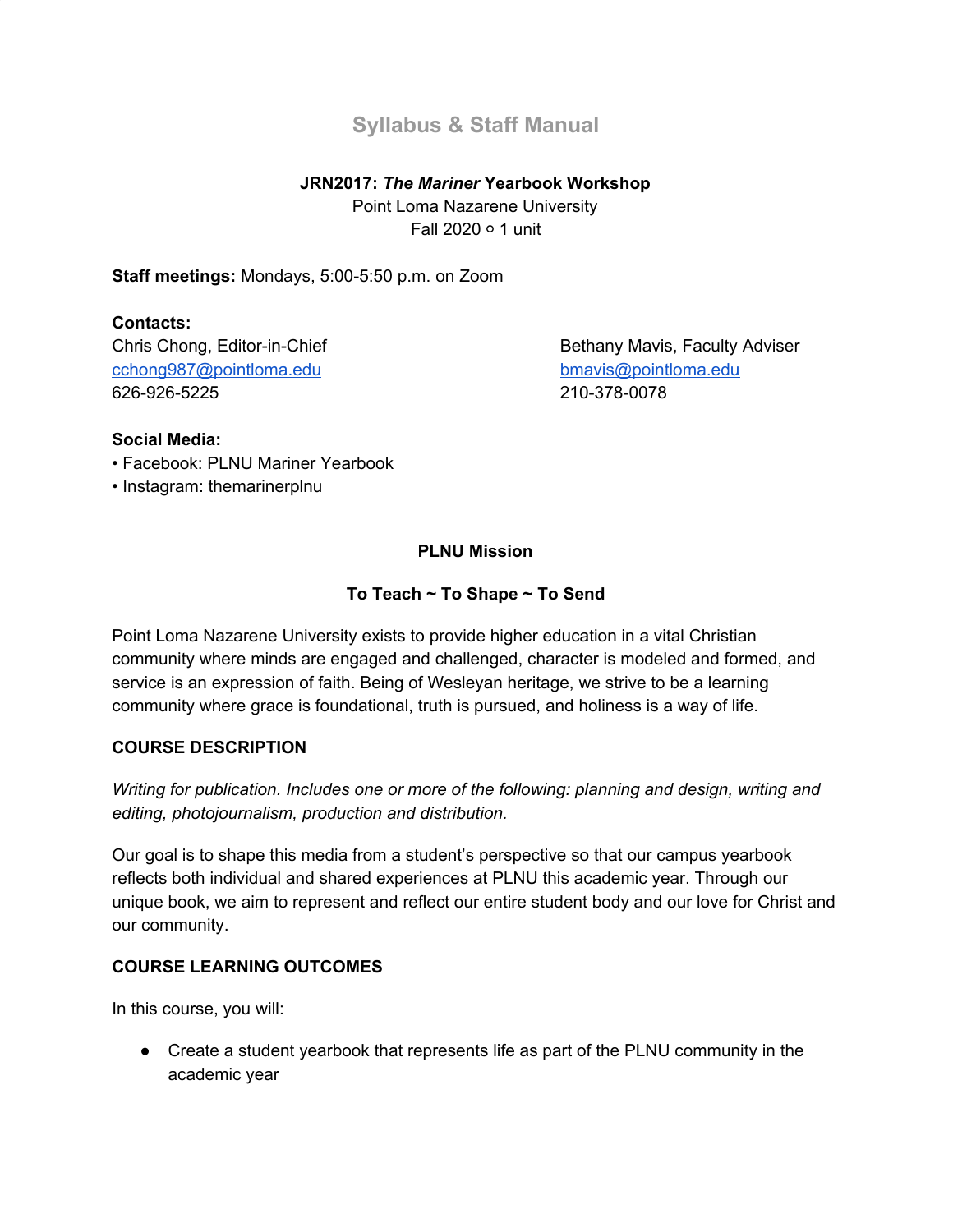# Syllabus & Staff Manual

**JRN2017: *The Mariner* Yearbook Workshop**
Point Loma Nazarene University
Fall 2020 ◦ 1 unit

**Staff meetings:** Mondays, 5:00-5:50 p.m. on Zoom

**Contacts:**

Chris Chong, Editor-in-Chief
cchong987@pointloma.edu
626-926-5225

Bethany Mavis, Faculty Adviser
bmavis@pointloma.edu
210-378-0078

**Social Media:**

- Facebook: PLNU Mariner Yearbook
- Instagram: themarinerplnu

**PLNU Mission**

**To Teach ~ To Shape ~ To Send**

Point Loma Nazarene University exists to provide higher education in a vital Christian community where minds are engaged and challenged, character is modeled and formed, and service is an expression of faith. Being of Wesleyan heritage, we strive to be a learning community where grace is foundational, truth is pursued, and holiness is a way of life.

**COURSE DESCRIPTION**

*Writing for publication. Includes one or more of the following: planning and design, writing and editing, photojournalism, production and distribution.*

Our goal is to shape this media from a student's perspective so that our campus yearbook reflects both individual and shared experiences at PLNU this academic year. Through our unique book, we aim to represent and reflect our entire student body and our love for Christ and our community.

**COURSE LEARNING OUTCOMES**

In this course, you will:

- Create a student yearbook that represents life as part of the PLNU community in the academic year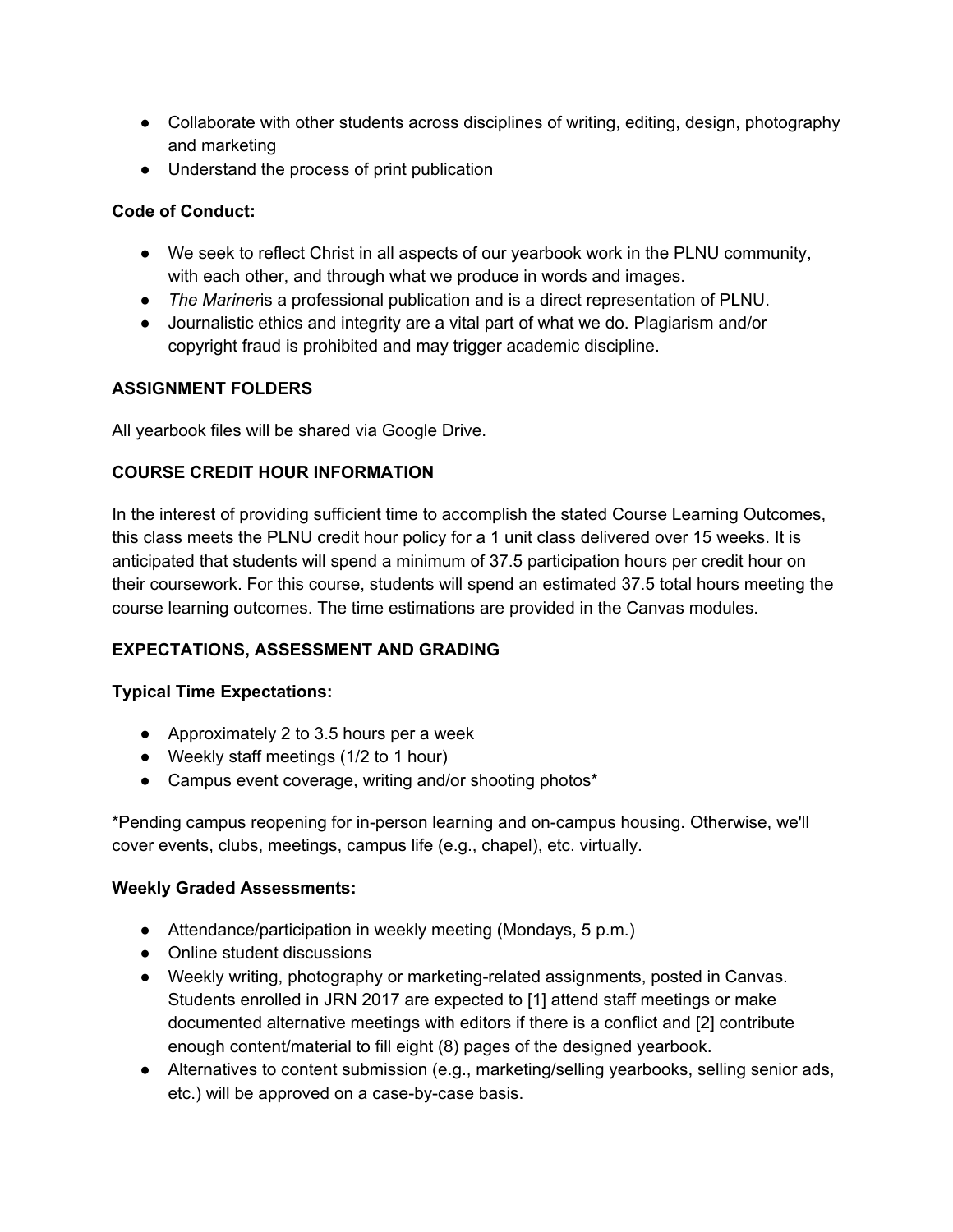- Collaborate with other students across disciplines of writing, editing, design, photography and marketing
- Understand the process of print publication

**Code of Conduct:**

- We seek to reflect Christ in all aspects of our yearbook work in the PLNU community, with each other, and through what we produce in words and images.
- *The Mariner* is a professional publication and is a direct representation of PLNU.
- Journalistic ethics and integrity are a vital part of what we do. Plagiarism and/or copyright fraud is prohibited and may trigger academic discipline.

## ASSIGNMENT FOLDERS

All yearbook files will be shared via Google Drive.

## COURSE CREDIT HOUR INFORMATION

In the interest of providing sufficient time to accomplish the stated Course Learning Outcomes, this class meets the PLNU credit hour policy for a 1 unit class delivered over 15 weeks. It is anticipated that students will spend a minimum of 37.5 participation hours per credit hour on their coursework. For this course, students will spend an estimated 37.5 total hours meeting the course learning outcomes. The time estimations are provided in the Canvas modules.

## EXPECTATIONS, ASSESSMENT AND GRADING

**Typical Time Expectations:**

- Approximately 2 to 3.5 hours per a week
- Weekly staff meetings (1/2 to 1 hour)
- Campus event coverage, writing and/or shooting photos*

*Pending campus reopening for in-person learning and on-campus housing. Otherwise, we'll cover events, clubs, meetings, campus life (e.g., chapel), etc. virtually.

**Weekly Graded Assessments:**

- Attendance/participation in weekly meeting (Mondays, 5 p.m.)
- Online student discussions
- Weekly writing, photography or marketing-related assignments, posted in Canvas. Students enrolled in JRN 2017 are expected to [1] attend staff meetings or make documented alternative meetings with editors if there is a conflict and [2] contribute enough content/material to fill eight (8) pages of the designed yearbook.
- Alternatives to content submission (e.g., marketing/selling yearbooks, selling senior ads, etc.) will be approved on a case-by-case basis.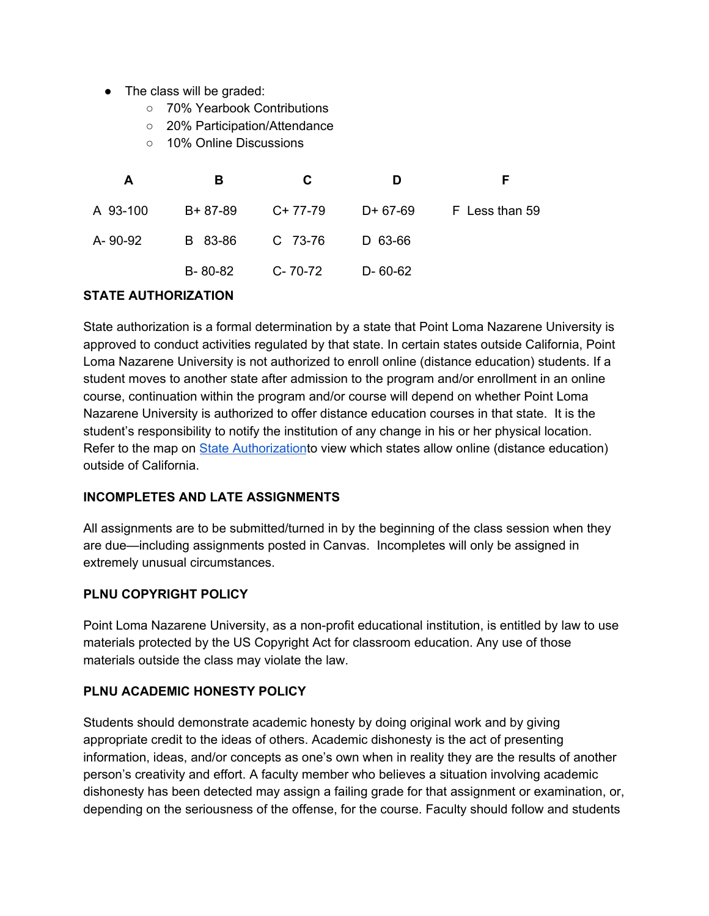- The class will be graded:
    - 70% Yearbook Contributions
    - 20% Participation/Attendance
    - 10% Online Discussions

| A | B | C | D | F |
|---|---|---|---|---|
| A 93-100 | B+ 87-89 | C+ 77-79 | D+ 67-69 | F Less than 59 |
| A- 90-92 | B 83-86 | C 73-76 | D 63-66 | |
| | B- 80-82 | C- 70-72 | D- 60-62 | |

**STATE AUTHORIZATION**

State authorization is a formal determination by a state that Point Loma Nazarene University is approved to conduct activities regulated by that state. In certain states outside California, Point Loma Nazarene University is not authorized to enroll online (distance education) students. If a student moves to another state after admission to the program and/or enrollment in an online course, continuation within the program and/or course will depend on whether Point Loma Nazarene University is authorized to offer distance education courses in that state. It is the student's responsibility to notify the institution of any change in his or her physical location. Refer to the map on State Authorizationto view which states allow online (distance education) outside of California.

**INCOMPLETES AND LATE ASSIGNMENTS**

All assignments are to be submitted/turned in by the beginning of the class session when they are due—including assignments posted in Canvas. Incompletes will only be assigned in extremely unusual circumstances.

**PLNU COPYRIGHT POLICY**

Point Loma Nazarene University, as a non-profit educational institution, is entitled by law to use materials protected by the US Copyright Act for classroom education. Any use of those materials outside the class may violate the law.

**PLNU ACADEMIC HONESTY POLICY**

Students should demonstrate academic honesty by doing original work and by giving appropriate credit to the ideas of others. Academic dishonesty is the act of presenting information, ideas, and/or concepts as one's own when in reality they are the results of another person's creativity and effort. A faculty member who believes a situation involving academic dishonesty has been detected may assign a failing grade for that assignment or examination, or, depending on the seriousness of the offense, for the course. Faculty should follow and students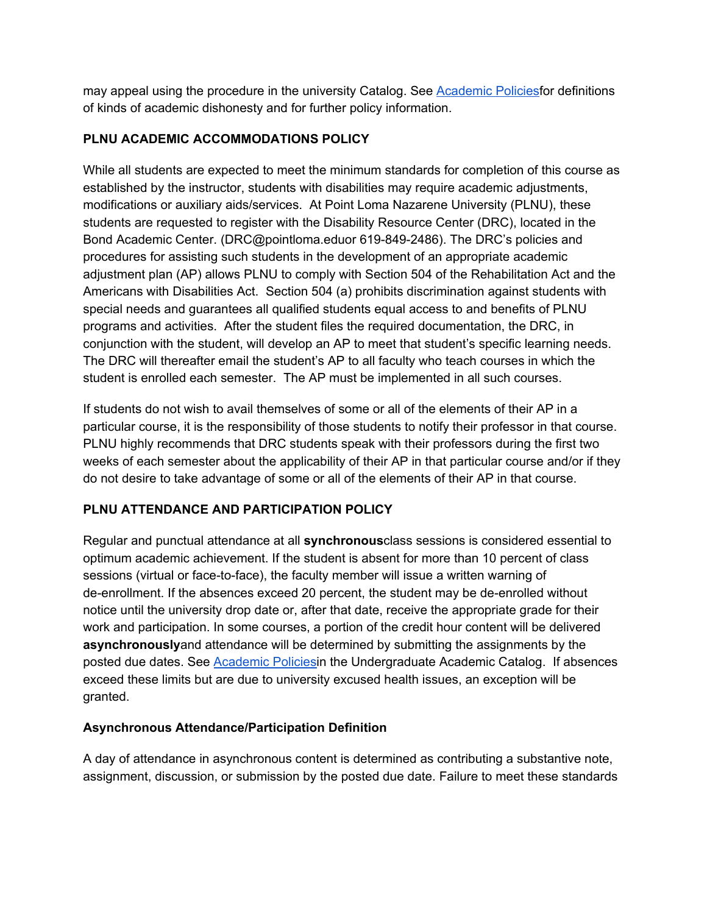may appeal using the procedure in the university Catalog. See [Academic Policies](#)for definitions of kinds of academic dishonesty and for further policy information.

**PLNU ACADEMIC ACCOMMODATIONS POLICY**

While all students are expected to meet the minimum standards for completion of this course as established by the instructor, students with disabilities may require academic adjustments, modifications or auxiliary aids/services. At Point Loma Nazarene University (PLNU), these students are requested to register with the Disability Resource Center (DRC), located in the Bond Academic Center. (DRC@pointloma.eduor 619-849-2486). The DRC's policies and procedures for assisting such students in the development of an appropriate academic adjustment plan (AP) allows PLNU to comply with Section 504 of the Rehabilitation Act and the Americans with Disabilities Act. Section 504 (a) prohibits discrimination against students with special needs and guarantees all qualified students equal access to and benefits of PLNU programs and activities. After the student files the required documentation, the DRC, in conjunction with the student, will develop an AP to meet that student's specific learning needs. The DRC will thereafter email the student's AP to all faculty who teach courses in which the student is enrolled each semester. The AP must be implemented in all such courses.

If students do not wish to avail themselves of some or all of the elements of their AP in a particular course, it is the responsibility of those students to notify their professor in that course. PLNU highly recommends that DRC students speak with their professors during the first two weeks of each semester about the applicability of their AP in that particular course and/or if they do not desire to take advantage of some or all of the elements of their AP in that course.

**PLNU ATTENDANCE AND PARTICIPATION POLICY**

Regular and punctual attendance at all **synchronous**class sessions is considered essential to optimum academic achievement. If the student is absent for more than 10 percent of class sessions (virtual or face-to-face), the faculty member will issue a written warning of de-enrollment. If the absences exceed 20 percent, the student may be de-enrolled without notice until the university drop date or, after that date, receive the appropriate grade for their work and participation. In some courses, a portion of the credit hour content will be delivered **asynchronously**and attendance will be determined by submitting the assignments by the posted due dates. See [Academic Policies](#)in the Undergraduate Academic Catalog. If absences exceed these limits but are due to university excused health issues, an exception will be granted.

**Asynchronous Attendance/Participation Definition**

A day of attendance in asynchronous content is determined as contributing a substantive note, assignment, discussion, or submission by the posted due date. Failure to meet these standards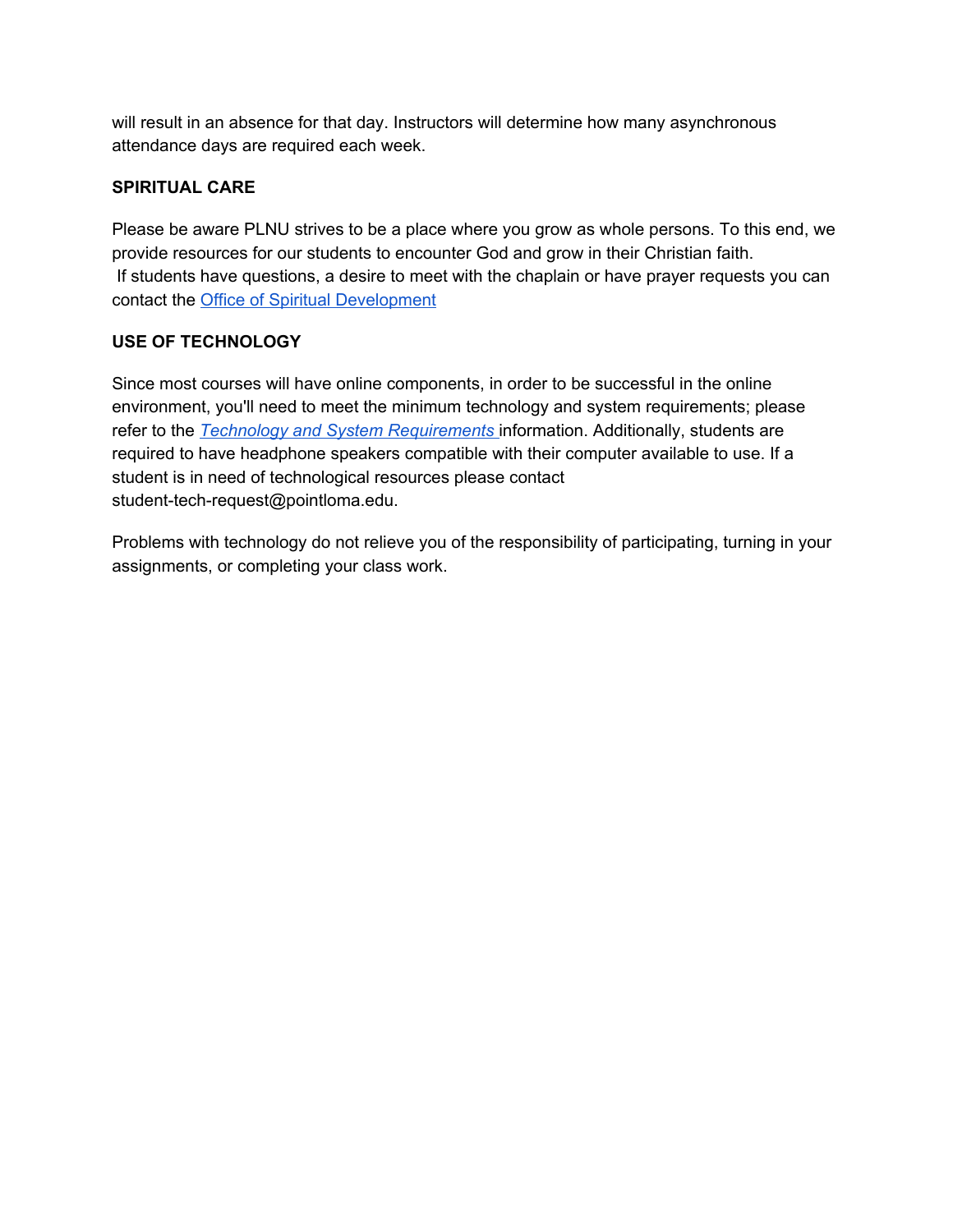will result in an absence for that day. Instructors will determine how many asynchronous attendance days are required each week.

**SPIRITUAL CARE**

Please be aware PLNU strives to be a place where you grow as whole persons. To this end, we provide resources for our students to encounter God and grow in their Christian faith.
 If students have questions, a desire to meet with the chaplain or have prayer requests you can contact the Office of Spiritual Development

**USE OF TECHNOLOGY**

Since most courses will have online components, in order to be successful in the online environment, you'll need to meet the minimum technology and system requirements; please refer to the *Technology and System Requirements* information. Additionally, students are required to have headphone speakers compatible with their computer available to use. If a student is in need of technological resources please contact student-tech-request@pointloma.edu.

Problems with technology do not relieve you of the responsibility of participating, turning in your assignments, or completing your class work.